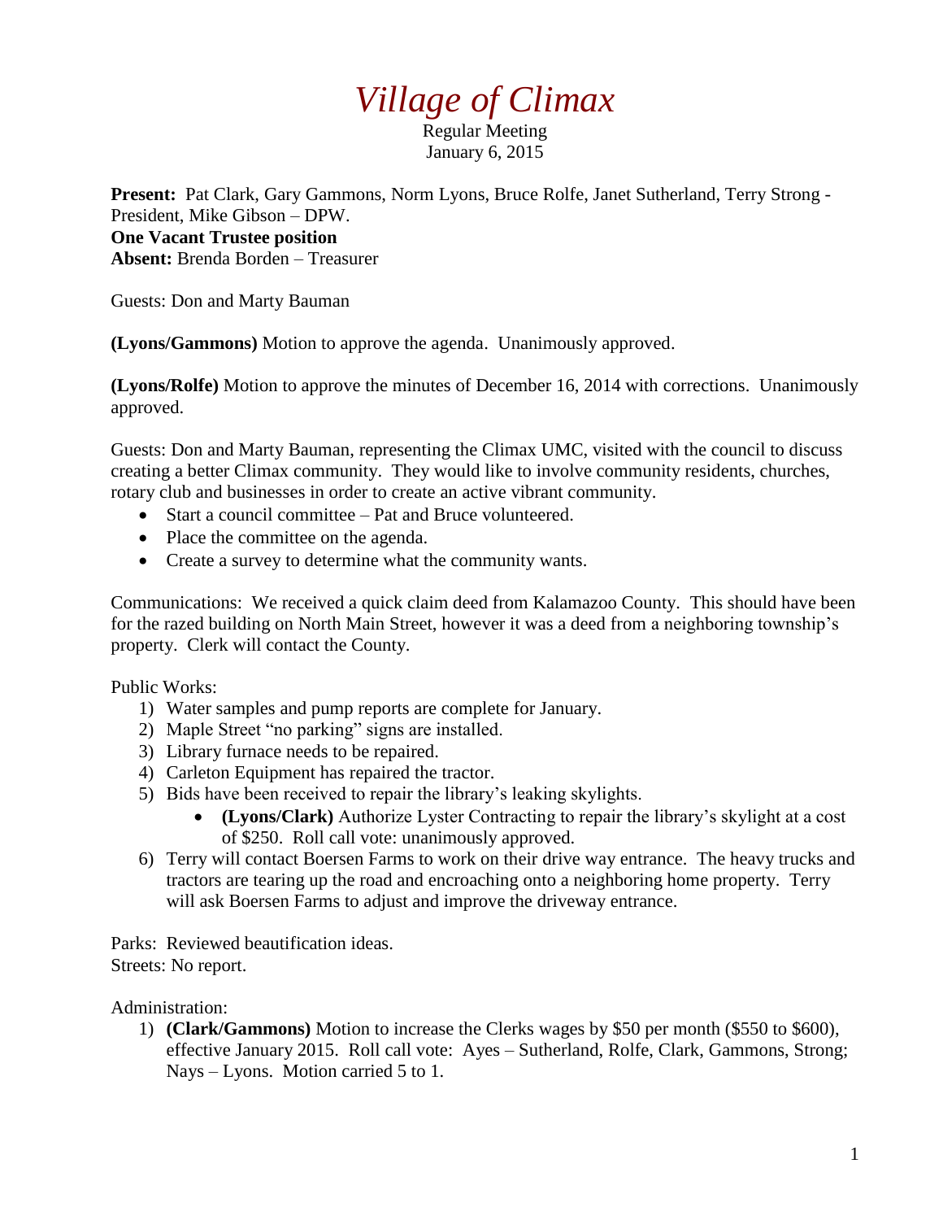# *Village of Climax*

Regular Meeting
January 6, 2015

**Present:** Pat Clark, Gary Gammons, Norm Lyons, Bruce Rolfe, Janet Sutherland, Terry Strong - President, Mike Gibson – DPW.
**One Vacant Trustee position**
**Absent:** Brenda Borden – Treasurer

Guests: Don and Marty Bauman

**(Lyons/Gammons)** Motion to approve the agenda. Unanimously approved.

**(Lyons/Rolfe)** Motion to approve the minutes of December 16, 2014 with corrections. Unanimously approved.

Guests: Don and Marty Bauman, representing the Climax UMC, visited with the council to discuss creating a better Climax community. They would like to involve community residents, churches, rotary club and businesses in order to create an active vibrant community.

- Start a council committee – Pat and Bruce volunteered.
- Place the committee on the agenda.
- Create a survey to determine what the community wants.

Communications: We received a quick claim deed from Kalamazoo County. This should have been for the razed building on North Main Street, however it was a deed from a neighboring township's property. Clerk will contact the County.

Public Works:

1) Water samples and pump reports are complete for January.
2) Maple Street "no parking" signs are installed.
3) Library furnace needs to be repaired.
4) Carleton Equipment has repaired the tractor.
5) Bids have been received to repair the library's leaking skylights.
    - **(Lyons/Clark)** Authorize Lyster Contracting to repair the library's skylight at a cost of $250. Roll call vote: unanimously approved.
6) Terry will contact Boersen Farms to work on their drive way entrance. The heavy trucks and tractors are tearing up the road and encroaching onto a neighboring home property. Terry will ask Boersen Farms to adjust and improve the driveway entrance.

Parks: Reviewed beautification ideas.
Streets: No report.

Administration:

1) **(Clark/Gammons)** Motion to increase the Clerks wages by $50 per month ($550 to $600), effective January 2015. Roll call vote: Ayes – Sutherland, Rolfe, Clark, Gammons, Strong; Nays – Lyons. Motion carried 5 to 1.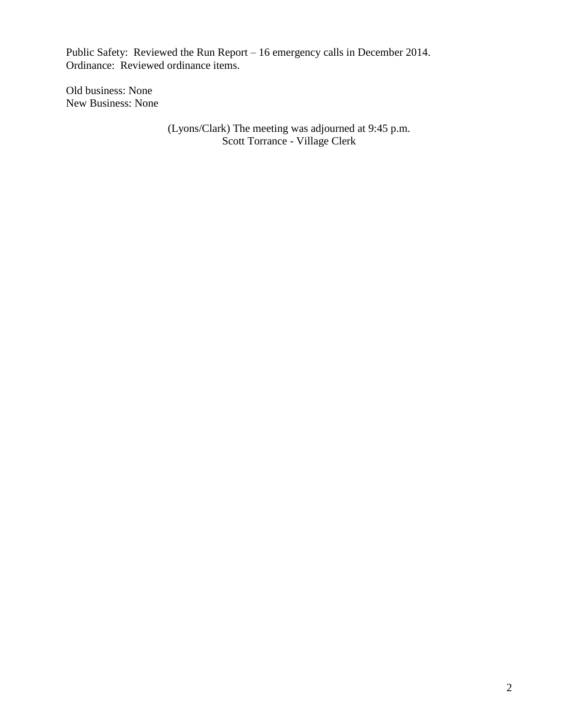Public Safety: Reviewed the Run Report – 16 emergency calls in December 2014.
Ordinance: Reviewed ordinance items.

Old business: None
New Business: None

(Lyons/Clark) The meeting was adjourned at 9:45 p.m.
Scott Torrance - Village Clerk